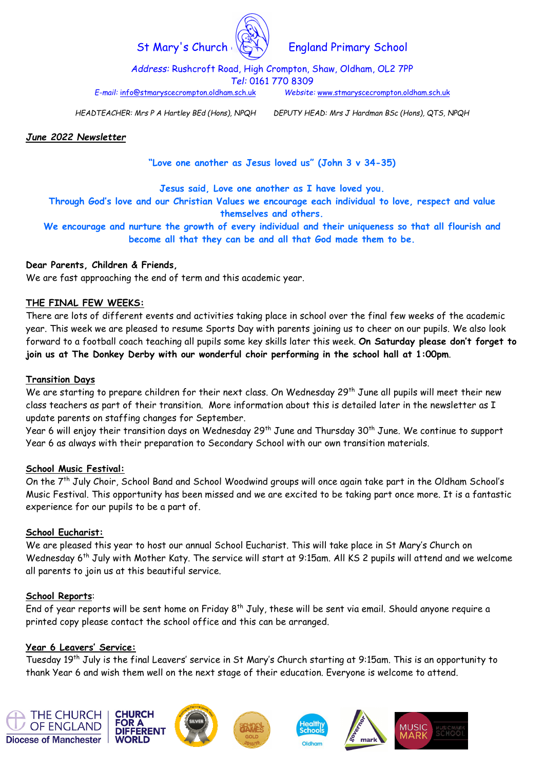# St Mary's Church England Primary School

*Address:* Rushcroft Road, High Crompton, Shaw, Oldham, OL2 7PP
*Tel:* 0161 770 8309
*E-mail:* info@stmaryscecrompton.oldham.sch.uk *Website:* www.stmaryscecrompton.oldham.sch.uk

*HEADTEACHER: Mrs P A Hartley BEd (Hons), NPQH DEPUTY HEAD: Mrs J Hardman BSc (Hons), QTS, NPQH*

***June 2022 Newsletter***

**"Love one another as Jesus loved us" (John 3 v 34-35)**

**Jesus said, Love one another as I have loved you.**
**Through God's love and our Christian Values we encourage each individual to love, respect and value themselves and others.**
**We encourage and nurture the growth of every individual and their uniqueness so that all flourish and become all that they can be and all that God made them to be.**

**Dear Parents, Children & Friends,**
We are fast approaching the end of term and this academic year.

**THE FINAL FEW WEEKS:**
There are lots of different events and activities taking place in school over the final few weeks of the academic year. This week we are pleased to resume Sports Day with parents joining us to cheer on our pupils. We also look forward to a football coach teaching all pupils some key skills later this week. **On Saturday please don't forget to join us at The Donkey Derby with our wonderful choir performing in the school hall at 1:00pm**.

**Transition Days**
We are starting to prepare children for their next class. On Wednesday 29th June all pupils will meet their new class teachers as part of their transition. More information about this is detailed later in the newsletter as I update parents on staffing changes for September.
Year 6 will enjoy their transition days on Wednesday 29th June and Thursday 30th June. We continue to support Year 6 as always with their preparation to Secondary School with our own transition materials.

**School Music Festival:**
On the 7th July Choir, School Band and School Woodwind groups will once again take part in the Oldham School's Music Festival. This opportunity has been missed and we are excited to be taking part once more. It is a fantastic experience for our pupils to be a part of.

**School Eucharist:**
We are pleased this year to host our annual School Eucharist. This will take place in St Mary's Church on Wednesday 6th July with Mother Katy. The service will start at 9:15am. All KS 2 pupils will attend and we welcome all parents to join us at this beautiful service.

**School Reports**:
End of year reports will be sent home on Friday 8th July, these will be sent via email. Should anyone require a printed copy please contact the school office and this can be arranged.

**Year 6 Leavers' Service:**
Tuesday 19th July is the final Leavers' service in St Mary's Church starting at 9:15am. This is an opportunity to thank Year 6 and wish them well on the next stage of their education. Everyone is welcome to attend.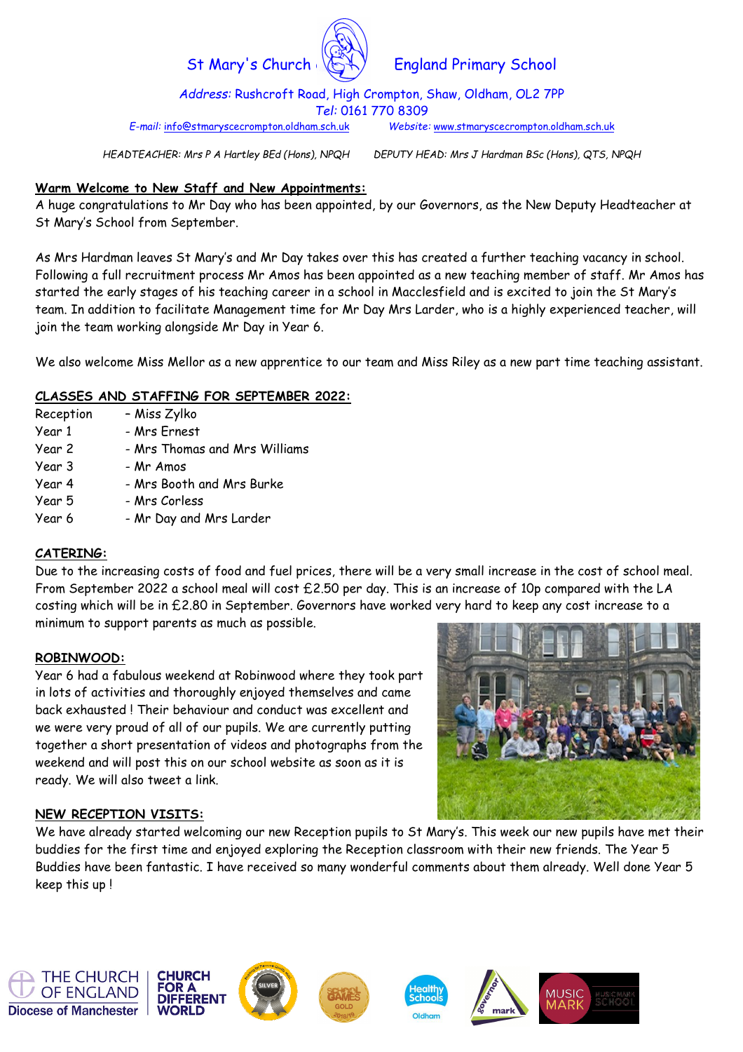St Mary's Church England Primary School

*Address:* Rushcroft Road, High Crompton, Shaw, Oldham, OL2 7PP
*Tel:* 0161 770 8309
*E-mail:* info@stmaryscecrompton.oldham.sch.uk *Website:* www.stmaryscecrompton.oldham.sch.uk

*HEADTEACHER: Mrs P A Hartley BEd (Hons), NPQH DEPUTY HEAD: Mrs J Hardman BSc (Hons), QTS, NPQH*

## Warm Welcome to New Staff and New Appointments:

A huge congratulations to Mr Day who has been appointed, by our Governors, as the New Deputy Headteacher at St Mary's School from September.

As Mrs Hardman leaves St Mary's and Mr Day takes over this has created a further teaching vacancy in school. Following a full recruitment process Mr Amos has been appointed as a new teaching member of staff. Mr Amos has started the early stages of his teaching career in a school in Macclesfield and is excited to join the St Mary's team. In addition to facilitate Management time for Mr Day Mrs Larder, who is a highly experienced teacher, will join the team working alongside Mr Day in Year 6.

We also welcome Miss Mellor as a new apprentice to our team and Miss Riley as a new part time teaching assistant.

## CLASSES AND STAFFING FOR SEPTEMBER 2022:

Reception – Miss Zylko
Year 1 - Mrs Ernest
Year 2 - Mrs Thomas and Mrs Williams
Year 3 - Mr Amos
Year 4 - Mrs Booth and Mrs Burke
Year 5 - Mrs Corless
Year 6 - Mr Day and Mrs Larder

## CATERING:

Due to the increasing costs of food and fuel prices, there will be a very small increase in the cost of school meal. From September 2022 a school meal will cost £2.50 per day. This is an increase of 10p compared with the LA costing which will be in £2.80 in September. Governors have worked very hard to keep any cost increase to a minimum to support parents as much as possible.

## ROBINWOOD:

Year 6 had a fabulous weekend at Robinwood where they took part in lots of activities and thoroughly enjoyed themselves and came back exhausted ! Their behaviour and conduct was excellent and we were very proud of all of our pupils. We are currently putting together a short presentation of videos and photographs from the weekend and will post this on our school website as soon as it is ready. We will also tweet a link.

## NEW RECEPTION VISITS:

We have already started welcoming our new Reception pupils to St Mary's. This week our new pupils have met their buddies for the first time and enjoyed exploring the Reception classroom with their new friends. The Year 5 Buddies have been fantastic. I have received so many wonderful comments about them already. Well done Year 5 keep this up !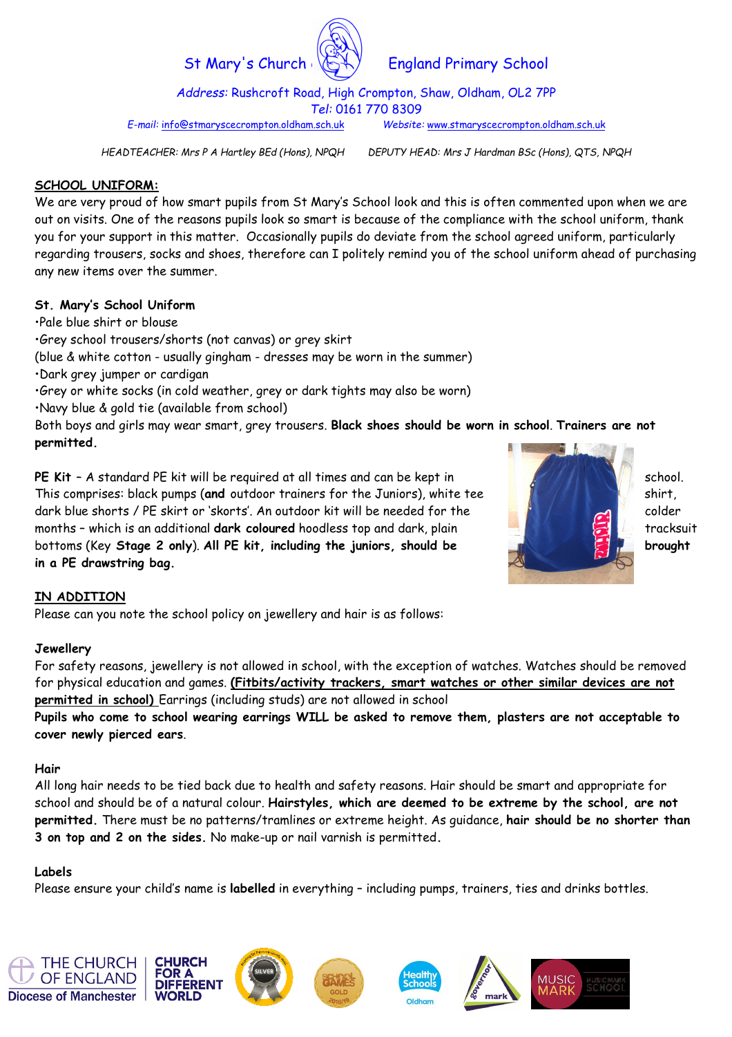St Mary's Church England Primary School

*Address:* Rushcroft Road, High Crompton, Shaw, Oldham, OL2 7PP
*Tel:* 0161 770 8309
*E-mail:* info@stmaryscecrompton.oldham.sch.uk *Website:* www.stmaryscecrompton.oldham.sch.uk

*HEADTEACHER: Mrs P A Hartley BEd (Hons), NPQH* *DEPUTY HEAD: Mrs J Hardman BSc (Hons), QTS, NPQH*

## SCHOOL UNIFORM:

We are very proud of how smart pupils from St Mary's School look and this is often commented upon when we are out on visits. One of the reasons pupils look so smart is because of the compliance with the school uniform, thank you for your support in this matter. Occasionally pupils do deviate from the school agreed uniform, particularly regarding trousers, socks and shoes, therefore can I politely remind you of the school uniform ahead of purchasing any new items over the summer.

**St. Mary's School Uniform**

- Pale blue shirt or blouse
- Grey school trousers/shorts (not canvas) or grey skirt
(blue & white cotton - usually gingham - dresses may be worn in the summer)
- Dark grey jumper or cardigan
- Grey or white socks (in cold weather, grey or dark tights may also be worn)
- Navy blue & gold tie (available from school)

Both boys and girls may wear smart, grey trousers. **Black shoes should be worn in school. Trainers are not permitted.**

**PE Kit** – A standard PE kit will be required at all times and can be kept in school. This comprises: black pumps (**and** outdoor trainers for the Juniors), white tee shirt, dark blue shorts / PE skirt or 'skorts'. An outdoor kit will be needed for the colder months – which is an additional **dark coloured** hoodless top and dark, plain tracksuit bottoms (Key **Stage 2 only**). **All PE kit, including the juniors, should be brought in a PE drawstring bag.**

## IN ADDITION

Please can you note the school policy on jewellery and hair is as follows:

**Jewellery**

For safety reasons, jewellery is not allowed in school, with the exception of watches. Watches should be removed for physical education and games. **(Fitbits/activity trackers, smart watches or other similar devices are not permitted in school)** Earrings (including studs) are not allowed in school

**Pupils who come to school wearing earrings WILL be asked to remove them, plasters are not acceptable to cover newly pierced ears**.

**Hair**

All long hair needs to be tied back due to health and safety reasons. Hair should be smart and appropriate for school and should be of a natural colour. **Hairstyles, which are deemed to be extreme by the school, are not permitted.** There must be no patterns/tramlines or extreme height. As guidance, **hair should be no shorter than 3 on top and 2 on the sides.** No make-up or nail varnish is permitted.

**Labels**

Please ensure your child's name is **labelled** in everything – including pumps, trainers, ties and drinks bottles.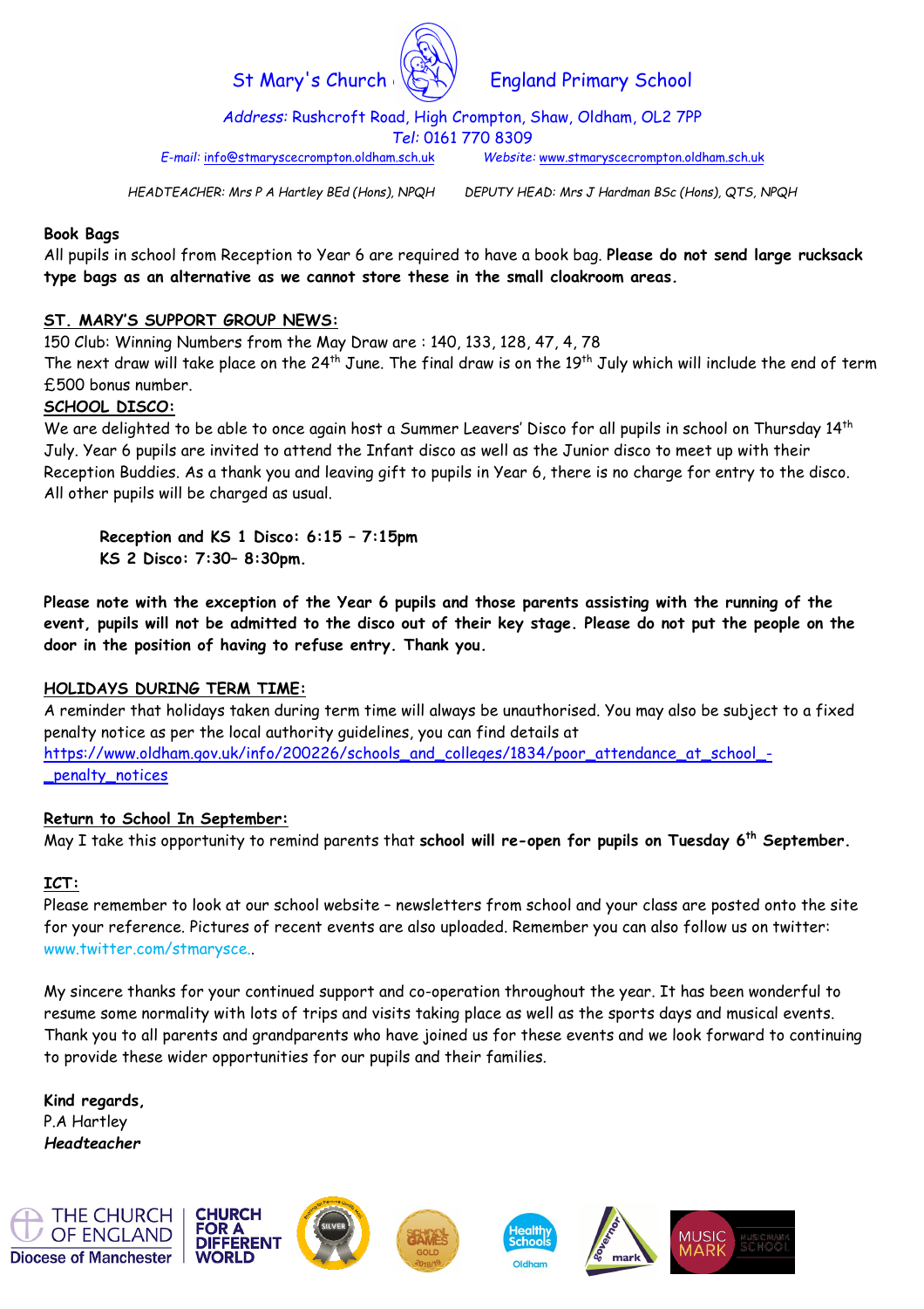St Mary's Church England Primary School

*Address:* Rushcroft Road, High Crompton, Shaw, Oldham, OL2 7PP
*Tel:* 0161 770 8309
*E-mail:* info@stmaryscecrompton.oldham.sch.uk *Website:* www.stmaryscecrompton.oldham.sch.uk

*HEADTEACHER: Mrs P A Hartley BEd (Hons), NPQH DEPUTY HEAD: Mrs J Hardman BSc (Hons), QTS, NPQH*

**Book Bags**

All pupils in school from Reception to Year 6 are required to have a book bag. **Please do not send large rucksack type bags as an alternative as we cannot store these in the small cloakroom areas.**

**ST. MARY'S SUPPORT GROUP NEWS:**

150 Club: Winning Numbers from the May Draw are : 140, 133, 128, 47, 4, 78
The next draw will take place on the 24th June. The final draw is on the 19th July which will include the end of term £500 bonus number.

**SCHOOL DISCO:**

We are delighted to be able to once again host a Summer Leavers' Disco for all pupils in school on Thursday 14th July. Year 6 pupils are invited to attend the Infant disco as well as the Junior disco to meet up with their Reception Buddies. As a thank you and leaving gift to pupils in Year 6, there is no charge for entry to the disco. All other pupils will be charged as usual.

**Reception and KS 1 Disco: 6:15 – 7:15pm**
**KS 2 Disco: 7:30– 8:30pm.**

**Please note with the exception of the Year 6 pupils and those parents assisting with the running of the event, pupils will not be admitted to the disco out of their key stage. Please do not put the people on the door in the position of having to refuse entry. Thank you.**

**HOLIDAYS DURING TERM TIME:**

A reminder that holidays taken during term time will always be unauthorised. You may also be subject to a fixed penalty notice as per the local authority guidelines, you can find details at https://www.oldham.gov.uk/info/200226/schools_and_colleges/1834/poor_attendance_at_school_-_penalty_notices

**Return to School In September:**

May I take this opportunity to remind parents that **school will re-open for pupils on Tuesday 6th September.**

**ICT:**

Please remember to look at our school website – newsletters from school and your class are posted onto the site for your reference. Pictures of recent events are also uploaded. Remember you can also follow us on twitter: www.twitter.com/stmarysce..

My sincere thanks for your continued support and co-operation throughout the year. It has been wonderful to resume some normality with lots of trips and visits taking place as well as the sports days and musical events. Thank you to all parents and grandparents who have joined us for these events and we look forward to continuing to provide these wider opportunities for our pupils and their families.

**Kind regards,**
P.A Hartley
***Headteacher***

THE CHURCH OF ENGLAND Diocese of Manchester | CHURCH FOR A DIFFERENT WORLD | SILVER | SCHOOL GAMES GOLD 2018/19 | Healthy Schools Oldham | Governor mark | MUSIC MARK SCHOOL